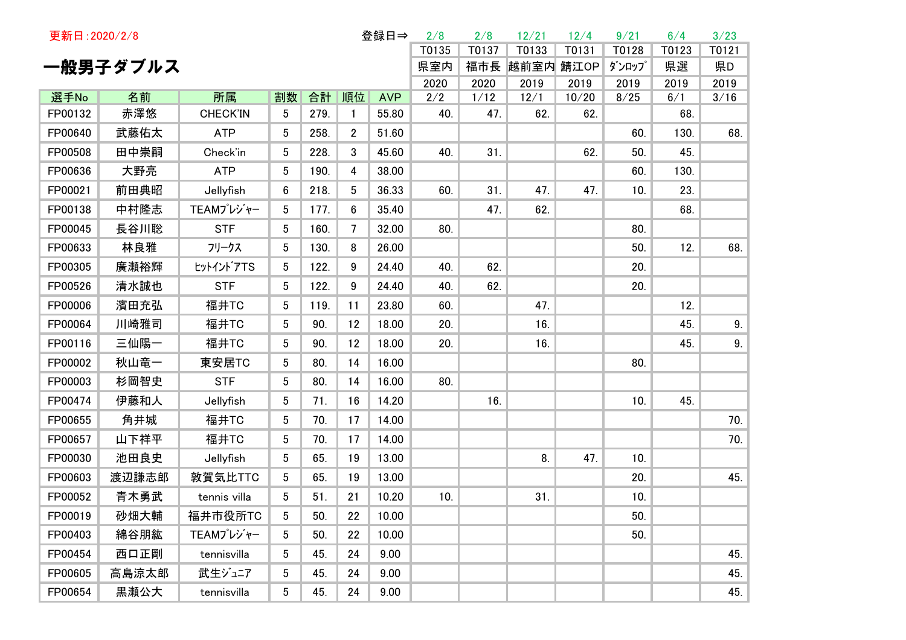更新日:2020/2/8

# 一般男子ダブルス

| | | | | | | 登録日⇒ | 2/8 | 2/8 | 12/21 | 12/4 | 9/21 | 6/4 | 3/23 |
|---|---|---|---|---|---|---|---|---|---|---|---|---|---|
| | | | | | | | T0135 | T0137 | T0133 | T0131 | T0128 | T0123 | T0121 |
| | | | | | | | 県室内 | 福市長 | 越前室内 | 鯖江OP | ﾀﾞﾝﾛｯﾌﾟ | 県選 | 県D |
| | | | | | | | 2020 | 2020 | 2019 | 2019 | 2019 | 2019 | 2019 |
| 選手No | 名前 | 所属 | 割数 | 合計 | 順位 | AVP | 2/2 | 1/12 | 12/1 | 10/20 | 8/25 | 6/1 | 3/16 |
| FP00132 | 赤澤悠 | CHECK'IN | 5 | 279. | 1 | 55.80 | 40. | 47. | 62. | 62. | | 68. | |
| FP00640 | 武藤佑太 | ATP | 5 | 258. | 2 | 51.60 | | | | | 60. | 130. | 68. |
| FP00508 | 田中崇嗣 | Check'in | 5 | 228. | 3 | 45.60 | 40. | 31. | | 62. | 50. | 45. | |
| FP00636 | 大野亮 | ATP | 5 | 190. | 4 | 38.00 | | | | | 60. | 130. | |
| FP00021 | 前田典昭 | Jellyfish | 6 | 218. | 5 | 36.33 | 60. | 31. | 47. | 47. | 10. | 23. | |
| FP00138 | 中村隆志 | TEAMﾌﾟﾚｼﾞｬｰ | 5 | 177. | 6 | 35.40 | | 47. | 62. | | | 68. | |
| FP00045 | 長谷川聡 | STF | 5 | 160. | 7 | 32.00 | 80. | | | | 80. | | |
| FP00633 | 林良雅 | ﾌﾘｰｸｽ | 5 | 130. | 8 | 26.00 | | | | | 50. | 12. | 68. |
| FP00305 | 廣瀬裕輝 | ﾋｯﾄｲﾝﾄﾞｱTS | 5 | 122. | 9 | 24.40 | 40. | 62. | | | 20. | | |
| FP00526 | 清水誠也 | STF | 5 | 122. | 9 | 24.40 | 40. | 62. | | | 20. | | |
| FP00006 | 濱田充弘 | 福井TC | 5 | 119. | 11 | 23.80 | 60. | | 47. | | | 12. | |
| FP00064 | 川崎雅司 | 福井TC | 5 | 90. | 12 | 18.00 | 20. | | 16. | | | 45. | 9. |
| FP00116 | 三仙陽一 | 福井TC | 5 | 90. | 12 | 18.00 | 20. | | 16. | | | 45. | 9. |
| FP00002 | 秋山竜一 | 東安居TC | 5 | 80. | 14 | 16.00 | | | | | 80. | | |
| FP00003 | 杉岡智史 | STF | 5 | 80. | 14 | 16.00 | 80. | | | | | | |
| FP00474 | 伊藤和人 | Jellyfish | 5 | 71. | 16 | 14.20 | | 16. | | | 10. | 45. | |
| FP00655 | 角井城 | 福井TC | 5 | 70. | 17 | 14.00 | | | | | | | 70. |
| FP00657 | 山下祥平 | 福井TC | 5 | 70. | 17 | 14.00 | | | | | | | 70. |
| FP00030 | 池田良史 | Jellyfish | 5 | 65. | 19 | 13.00 | | | 8. | 47. | 10. | | |
| FP00603 | 渡辺謙志郎 | 敦賀気比TTC | 5 | 65. | 19 | 13.00 | | | | | 20. | | 45. |
| FP00052 | 青木勇武 | tennis villa | 5 | 51. | 21 | 10.20 | 10. | | 31. | | 10. | | |
| FP00019 | 砂畑大輔 | 福井市役所TC | 5 | 50. | 22 | 10.00 | | | | | 50. | | |
| FP00403 | 綿谷朋紘 | TEAMﾌﾟﾚｼﾞｬｰ | 5 | 50. | 22 | 10.00 | | | | | 50. | | |
| FP00454 | 西口正剛 | tennisvilla | 5 | 45. | 24 | 9.00 | | | | | | | 45. |
| FP00605 | 高島涼太郎 | 武生ｼﾞｭﾆｱ | 5 | 45. | 24 | 9.00 | | | | | | | 45. |
| FP00654 | 黒瀬公大 | tennisvilla | 5 | 45. | 24 | 9.00 | | | | | | | 45. |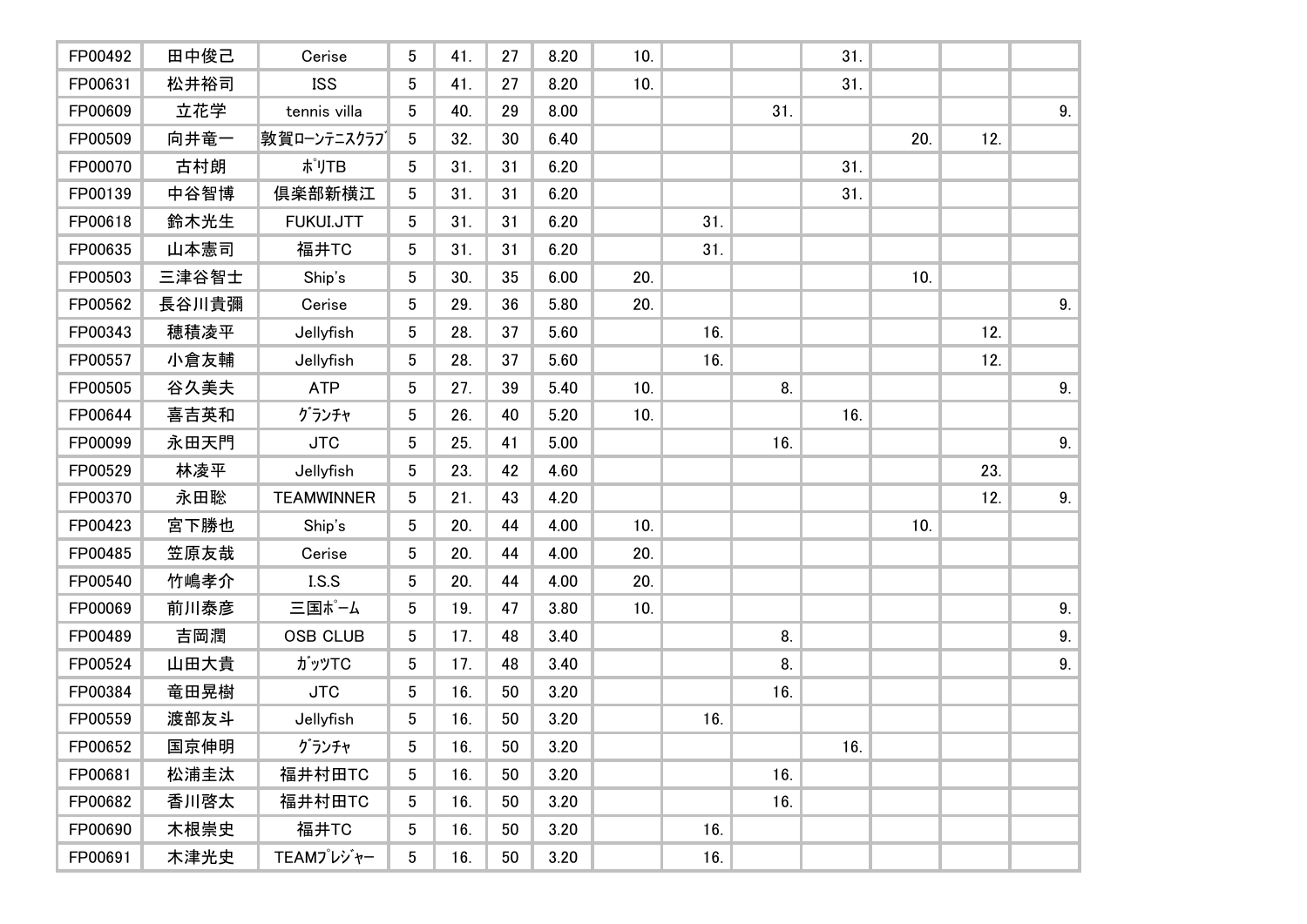| | | | | | | | | | | | | | |
|---|---|---|---|---|---|---|---|---|---|---|---|---|---|
| FP00492 | 田中俊己 | Cerise | 5 | 41. | 27 | 8.20 | 10. | | | 31. | | | |
| FP00631 | 松井裕司 | ISS | 5 | 41. | 27 | 8.20 | 10. | | | 31. | | | |
| FP00609 | 立花学 | tennis villa | 5 | 40. | 29 | 8.00 | | | 31. | | | | 9. |
| FP00509 | 向井竜一 | 敦賀ﾛｰﾝﾃﾆｽｸﾗﾌﾞ | 5 | 32. | 30 | 6.40 | | | | | 20. | 12. | |
| FP00070 | 古村朗 | ﾎﾟﾘTB | 5 | 31. | 31 | 6.20 | | | | 31. | | | |
| FP00139 | 中谷智博 | 倶楽部新横江 | 5 | 31. | 31 | 6.20 | | | | 31. | | | |
| FP00618 | 鈴木光生 | FUKUI.JTT | 5 | 31. | 31 | 6.20 | | 31. | | | | | |
| FP00635 | 山本憲司 | 福井TC | 5 | 31. | 31 | 6.20 | | 31. | | | | | |
| FP00503 | 三津谷智士 | Ship's | 5 | 30. | 35 | 6.00 | 20. | | | | 10. | | |
| FP00562 | 長谷川貴彌 | Cerise | 5 | 29. | 36 | 5.80 | 20. | | | | | | 9. |
| FP00343 | 穂積凌平 | Jellyfish | 5 | 28. | 37 | 5.60 | | 16. | | | | 12. | |
| FP00557 | 小倉友輔 | Jellyfish | 5 | 28. | 37 | 5.60 | | 16. | | | | 12. | |
| FP00505 | 谷久美夫 | ATP | 5 | 27. | 39 | 5.40 | 10. | | 8. | | | | 9. |
| FP00644 | 喜吉英和 | ｸﾞﾗﾝﾁｬ | 5 | 26. | 40 | 5.20 | 10. | | | 16. | | | |
| FP00099 | 永田天門 | JTC | 5 | 25. | 41 | 5.00 | | | 16. | | | | 9. |
| FP00529 | 林凌平 | Jellyfish | 5 | 23. | 42 | 4.60 | | | | | | 23. | |
| FP00370 | 永田聡 | TEAMWINNER | 5 | 21. | 43 | 4.20 | | | | | | 12. | 9. |
| FP00423 | 宮下勝也 | Ship's | 5 | 20. | 44 | 4.00 | 10. | | | | 10. | | |
| FP00485 | 笠原友哉 | Cerise | 5 | 20. | 44 | 4.00 | 20. | | | | | | |
| FP00540 | 竹嶋孝介 | I.S.S | 5 | 20. | 44 | 4.00 | 20. | | | | | | |
| FP00069 | 前川泰彦 | 三国ﾎﾟｰﾑ | 5 | 19. | 47 | 3.80 | 10. | | | | | | 9. |
| FP00489 | 吉岡潤 | OSB CLUB | 5 | 17. | 48 | 3.40 | | | 8. | | | | 9. |
| FP00524 | 山田大貴 | ｶﾞｯﾂTC | 5 | 17. | 48 | 3.40 | | | 8. | | | | 9. |
| FP00384 | 竜田晃樹 | JTC | 5 | 16. | 50 | 3.20 | | | 16. | | | | |
| FP00559 | 渡部友斗 | Jellyfish | 5 | 16. | 50 | 3.20 | | 16. | | | | | |
| FP00652 | 国京伸明 | ｸﾞﾗﾝﾁｬ | 5 | 16. | 50 | 3.20 | | | | 16. | | | |
| FP00681 | 松浦圭汰 | 福井村田TC | 5 | 16. | 50 | 3.20 | | | 16. | | | | |
| FP00682 | 香川啓太 | 福井村田TC | 5 | 16. | 50 | 3.20 | | | 16. | | | | |
| FP00690 | 木根崇史 | 福井TC | 5 | 16. | 50 | 3.20 | | 16. | | | | | |
| FP00691 | 木津光史 | TEAMﾌﾟﾚｼﾞｬｰ | 5 | 16. | 50 | 3.20 | | 16. | | | | | |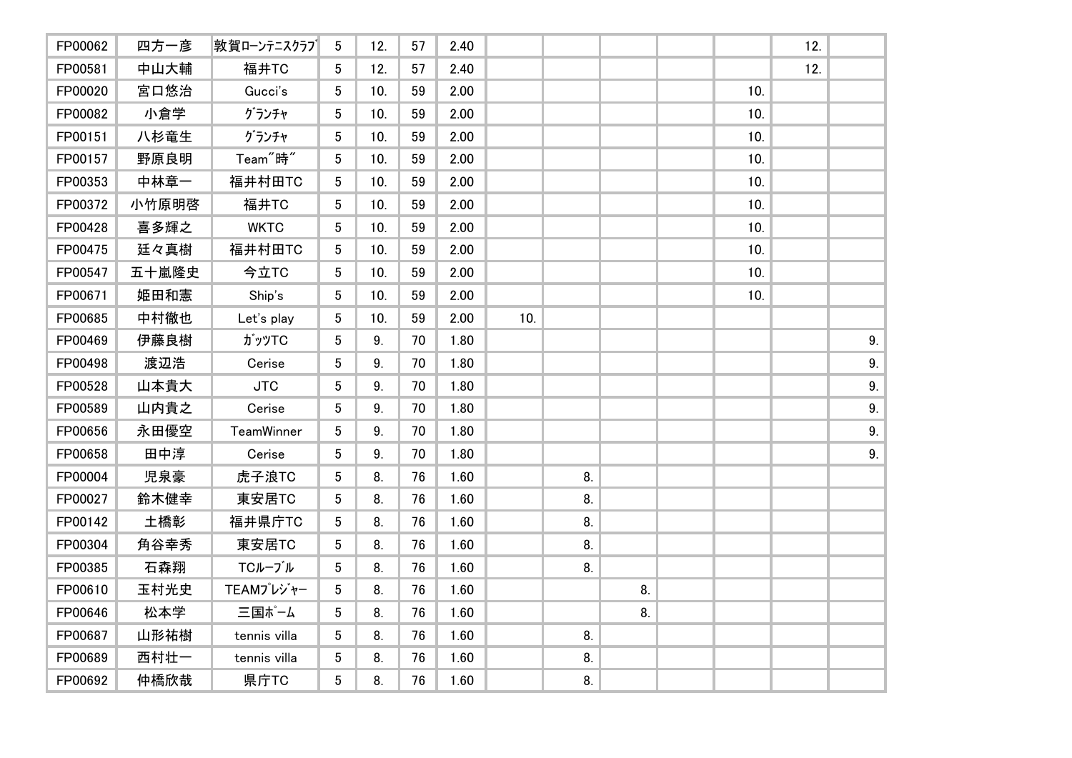| | | | | | | | | | | | | | |
|---|---|---|---|---|---|---|---|---|---|---|---|---|---|
| FP00062 | 四方一彦 | 敦賀ﾛｰﾝﾃﾆｽｸﾗﾌﾞ | 5 | 12. | 57 | 2.40 | | | | | | 12. | |
| FP00581 | 中山大輔 | 福井TC | 5 | 12. | 57 | 2.40 | | | | | | 12. | |
| FP00020 | 宮口悠治 | Gucci's | 5 | 10. | 59 | 2.00 | | | | | 10. | | |
| FP00082 | 小倉学 | ｸﾞﾗﾝﾁｬ | 5 | 10. | 59 | 2.00 | | | | | 10. | | |
| FP00151 | 八杉竜生 | ｸﾞﾗﾝﾁｬ | 5 | 10. | 59 | 2.00 | | | | | 10. | | |
| FP00157 | 野原良明 | Team"時" | 5 | 10. | 59 | 2.00 | | | | | 10. | | |
| FP00353 | 中林章一 | 福井村田TC | 5 | 10. | 59 | 2.00 | | | | | 10. | | |
| FP00372 | 小竹原明啓 | 福井TC | 5 | 10. | 59 | 2.00 | | | | | 10. | | |
| FP00428 | 喜多輝之 | WKTC | 5 | 10. | 59 | 2.00 | | | | | 10. | | |
| FP00475 | 廷々真樹 | 福井村田TC | 5 | 10. | 59 | 2.00 | | | | | 10. | | |
| FP00547 | 五十嵐隆史 | 今立TC | 5 | 10. | 59 | 2.00 | | | | | 10. | | |
| FP00671 | 姫田和憲 | Ship's | 5 | 10. | 59 | 2.00 | | | | | 10. | | |
| FP00685 | 中村徹也 | Let's play | 5 | 10. | 59 | 2.00 | 10. | | | | | | |
| FP00469 | 伊藤良樹 | ｶﾞｯﾂTC | 5 | 9. | 70 | 1.80 | | | | | | | 9. |
| FP00498 | 渡辺浩 | Cerise | 5 | 9. | 70 | 1.80 | | | | | | | 9. |
| FP00528 | 山本貴大 | JTC | 5 | 9. | 70 | 1.80 | | | | | | | 9. |
| FP00589 | 山内貴之 | Cerise | 5 | 9. | 70 | 1.80 | | | | | | | 9. |
| FP00656 | 永田優空 | TeamWinner | 5 | 9. | 70 | 1.80 | | | | | | | 9. |
| FP00658 | 田中淳 | Cerise | 5 | 9. | 70 | 1.80 | | | | | | | 9. |
| FP00004 | 児泉豪 | 虎子浪TC | 5 | 8. | 76 | 1.60 | | 8. | | | | | |
| FP00027 | 鈴木健幸 | 東安居TC | 5 | 8. | 76 | 1.60 | | 8. | | | | | |
| FP00142 | 土橋彰 | 福井県庁TC | 5 | 8. | 76 | 1.60 | | 8. | | | | | |
| FP00304 | 角谷幸秀 | 東安居TC | 5 | 8. | 76 | 1.60 | | 8. | | | | | |
| FP00385 | 石森翔 | TCﾙｰﾌﾞﾙ | 5 | 8. | 76 | 1.60 | | 8. | | | | | |
| FP00610 | 玉村光史 | TEAMﾌﾟﾚｼﾞｬｰ | 5 | 8. | 76 | 1.60 | | | 8. | | | | |
| FP00646 | 松本学 | 三国ﾎﾟｰﾑ | 5 | 8. | 76 | 1.60 | | | 8. | | | | |
| FP00687 | 山形祐樹 | tennis villa | 5 | 8. | 76 | 1.60 | | 8. | | | | | |
| FP00689 | 西村壮一 | tennis villa | 5 | 8. | 76 | 1.60 | | 8. | | | | | |
| FP00692 | 仲橋欣哉 | 県庁TC | 5 | 8. | 76 | 1.60 | | 8. | | | | | |